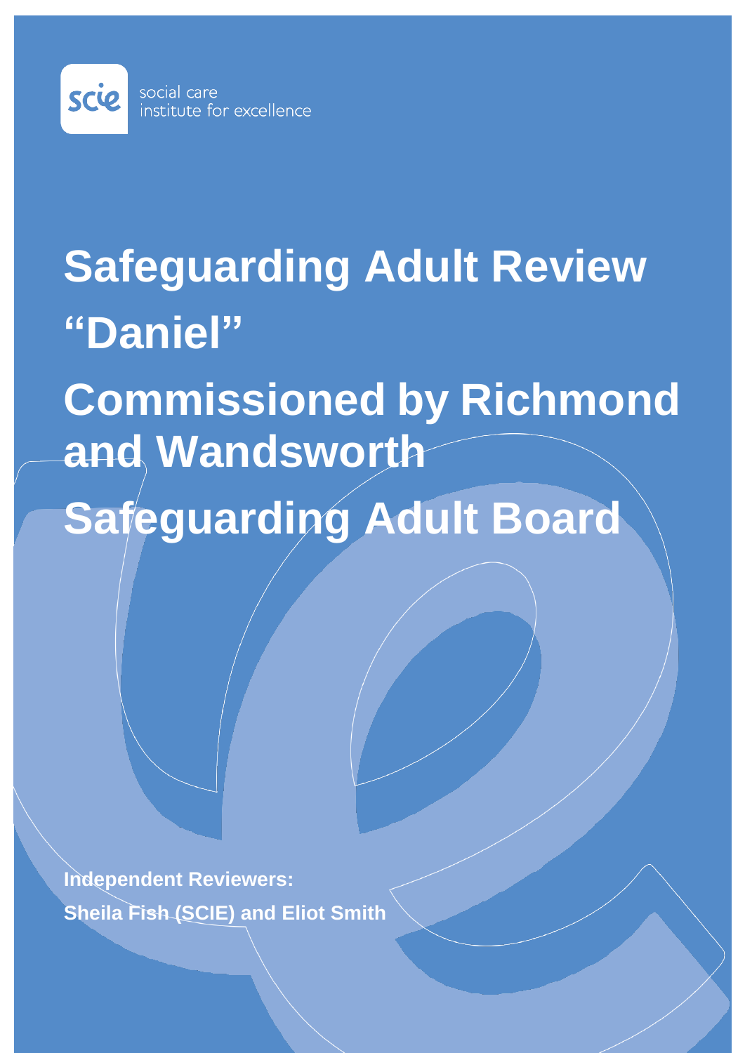social care
institute for excellence

# Safeguarding Adult Review "Daniel"

# Commissioned by Richmond and Wandsworth Safeguarding Adult Board

**Independent Reviewers:**
**Sheila Fish (SCIE) and Eliot Smith**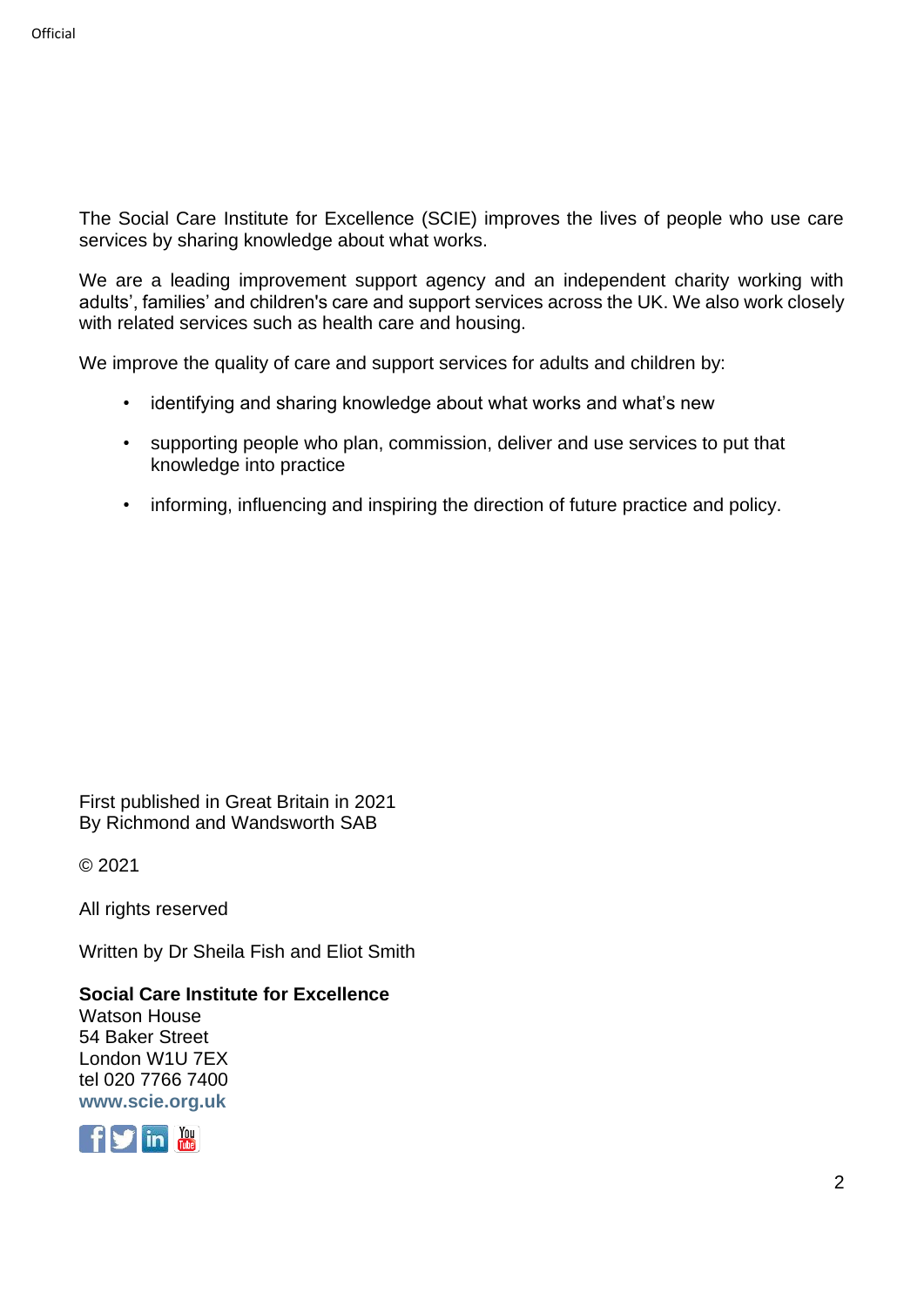The Social Care Institute for Excellence (SCIE) improves the lives of people who use care services by sharing knowledge about what works.

We are a leading improvement support agency and an independent charity working with adults', families' and children's care and support services across the UK. We also work closely with related services such as health care and housing.

We improve the quality of care and support services for adults and children by:

- identifying and sharing knowledge about what works and what's new
- supporting people who plan, commission, deliver and use services to put that knowledge into practice
- informing, influencing and inspiring the direction of future practice and policy.

First published in Great Britain in 2021
By Richmond and Wandsworth SAB

© 2021

All rights reserved

Written by Dr Sheila Fish and Eliot Smith

**Social Care Institute for Excellence**
Watson House
54 Baker Street
London W1U 7EX
tel 020 7766 7400
**www.scie.org.uk**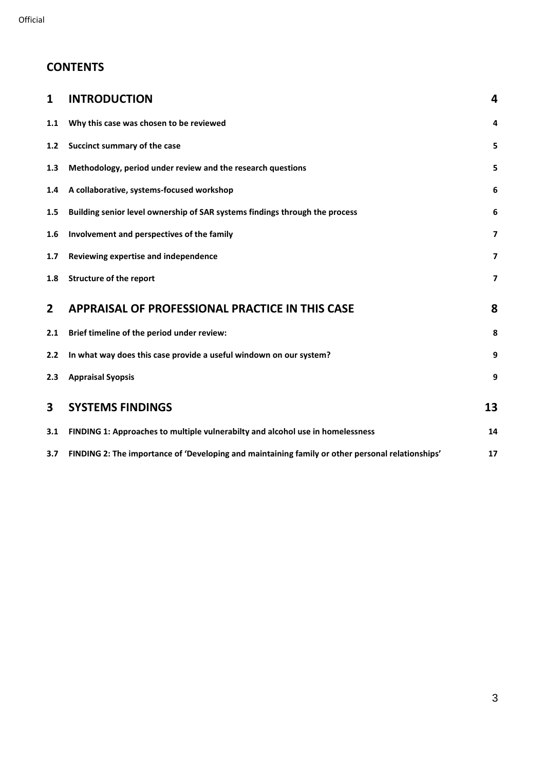## CONTENTS

| | | |
|---|---|---|
| **1** | **INTRODUCTION** | **4** |
| **1.1** | **Why this case was chosen to be reviewed** | **4** |
| **1.2** | **Succinct summary of the case** | **5** |
| **1.3** | **Methodology, period under review and the research questions** | **5** |
| **1.4** | **A collaborative, systems-focused workshop** | **6** |
| **1.5** | **Building senior level ownership of SAR systems findings through the process** | **6** |
| **1.6** | **Involvement and perspectives of the family** | **7** |
| **1.7** | **Reviewing expertise and independence** | **7** |
| **1.8** | **Structure of the report** | **7** |
| **2** | **APPRAISAL OF PROFESSIONAL PRACTICE IN THIS CASE** | **8** |
| **2.1** | **Brief timeline of the period under review:** | **8** |
| **2.2** | **In what way does this case provide a useful windown on our system?** | **9** |
| **2.3** | **Appraisal Syopsis** | **9** |
| **3** | **SYSTEMS FINDINGS** | **13** |
| **3.1** | **FINDING 1: Approaches to multiple vulnerabilty and alcohol use in homelessness** | **14** |
| **3.7** | **FINDING 2: The importance of 'Developing and maintaining family or other personal relationships'** | **17** |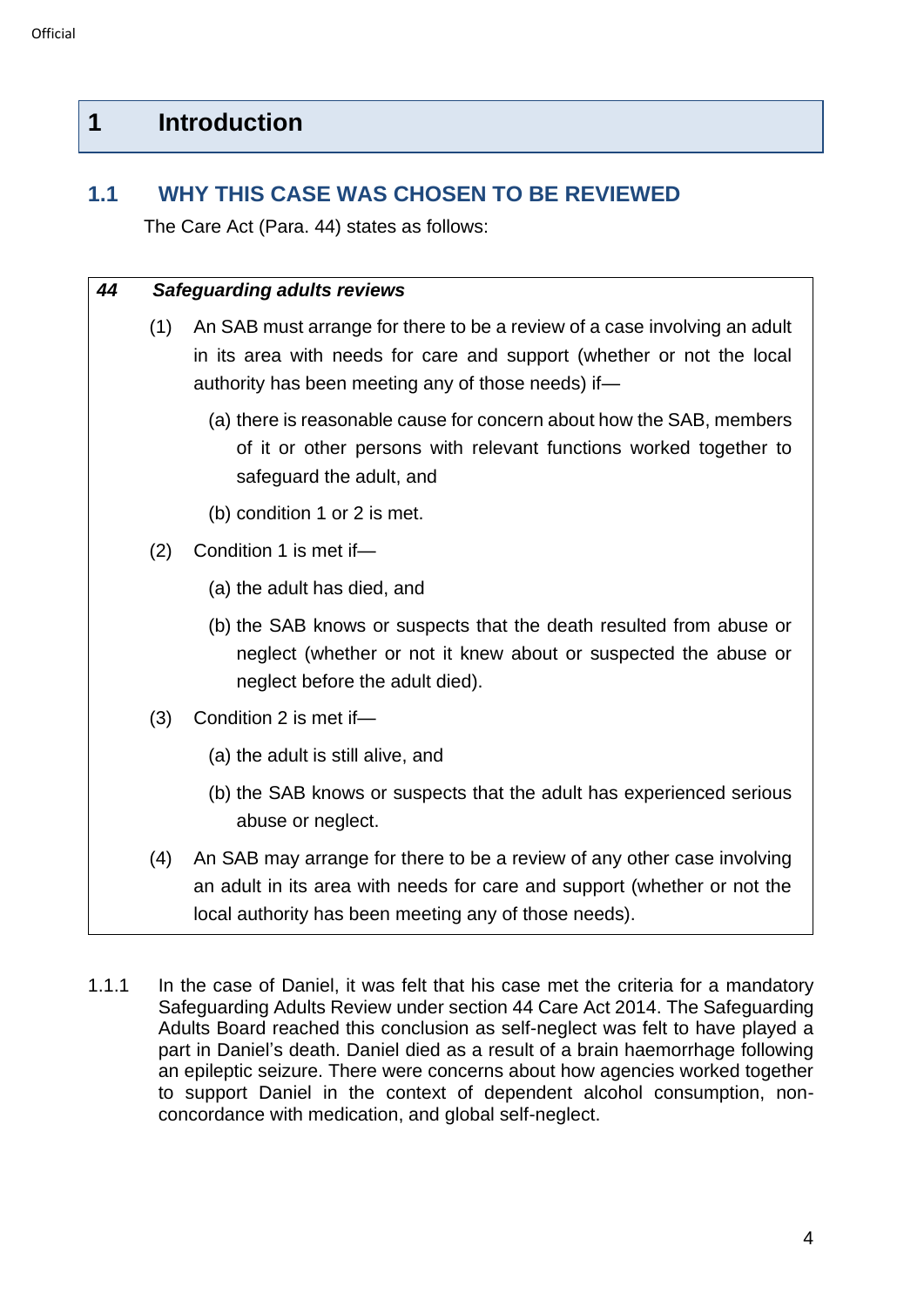# 1 Introduction

## 1.1 WHY THIS CASE WAS CHOSEN TO BE REVIEWED

The Care Act (Para. 44) states as follows:

> ***44 Safeguarding adults reviews***
>
> (1) An SAB must arrange for there to be a review of a case involving an adult in its area with needs for care and support (whether or not the local authority has been meeting any of those needs) if—
>
> (a) there is reasonable cause for concern about how the SAB, members of it or other persons with relevant functions worked together to safeguard the adult, and
>
> (b) condition 1 or 2 is met.
>
> (2) Condition 1 is met if—
>
> (a) the adult has died, and
>
> (b) the SAB knows or suspects that the death resulted from abuse or neglect (whether or not it knew about or suspected the abuse or neglect before the adult died).
>
> (3) Condition 2 is met if—
>
> (a) the adult is still alive, and
>
> (b) the SAB knows or suspects that the adult has experienced serious abuse or neglect.
>
> (4) An SAB may arrange for there to be a review of any other case involving an adult in its area with needs for care and support (whether or not the local authority has been meeting any of those needs).

1.1.1 In the case of Daniel, it was felt that his case met the criteria for a mandatory Safeguarding Adults Review under section 44 Care Act 2014. The Safeguarding Adults Board reached this conclusion as self-neglect was felt to have played a part in Daniel's death. Daniel died as a result of a brain haemorrhage following an epileptic seizure. There were concerns about how agencies worked together to support Daniel in the context of dependent alcohol consumption, non-concordance with medication, and global self-neglect.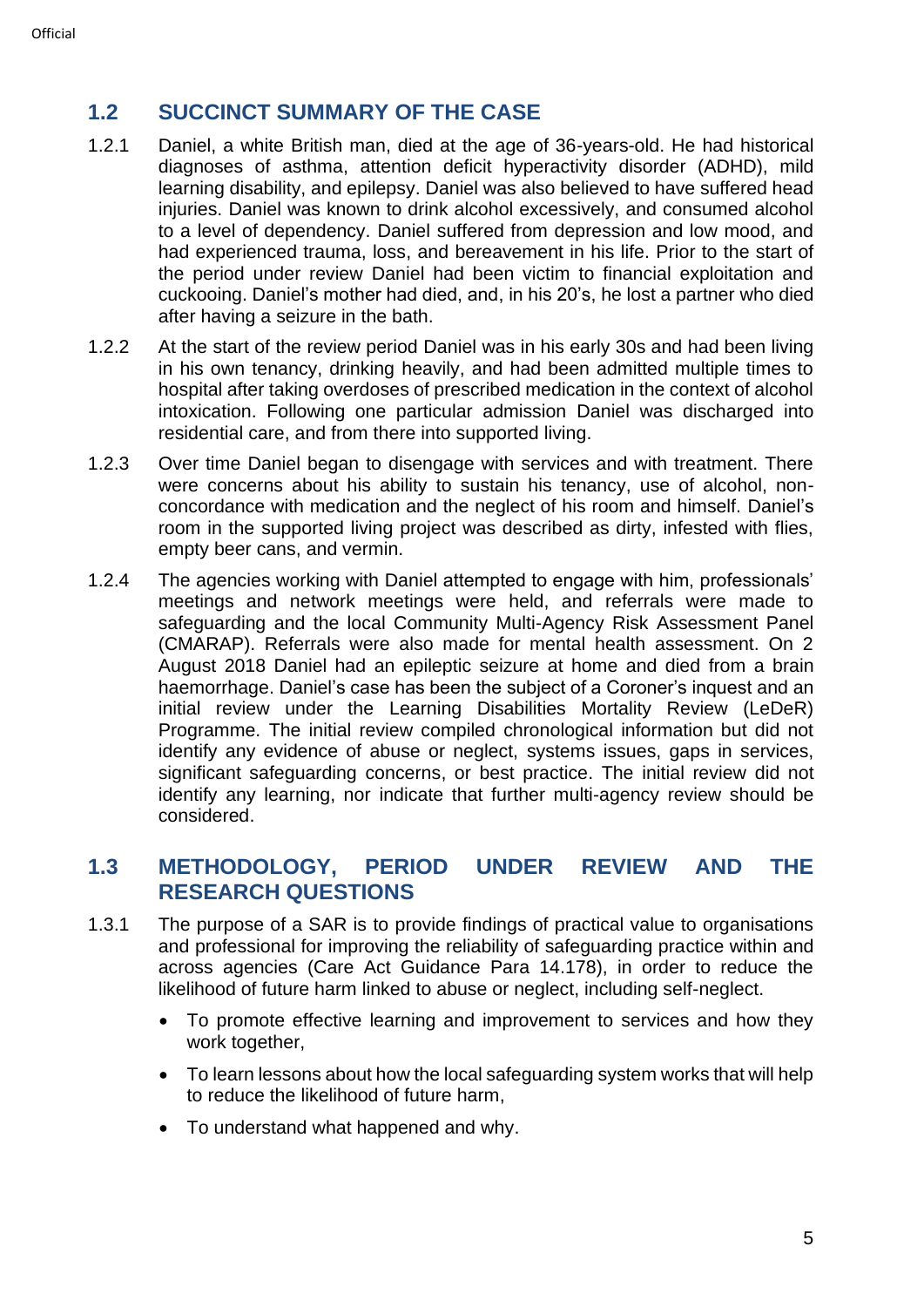## 1.2 SUCCINCT SUMMARY OF THE CASE

1.2.1 Daniel, a white British man, died at the age of 36-years-old. He had historical diagnoses of asthma, attention deficit hyperactivity disorder (ADHD), mild learning disability, and epilepsy. Daniel was also believed to have suffered head injuries. Daniel was known to drink alcohol excessively, and consumed alcohol to a level of dependency. Daniel suffered from depression and low mood, and had experienced trauma, loss, and bereavement in his life. Prior to the start of the period under review Daniel had been victim to financial exploitation and cuckooing. Daniel's mother had died, and, in his 20's, he lost a partner who died after having a seizure in the bath.

1.2.2 At the start of the review period Daniel was in his early 30s and had been living in his own tenancy, drinking heavily, and had been admitted multiple times to hospital after taking overdoses of prescribed medication in the context of alcohol intoxication. Following one particular admission Daniel was discharged into residential care, and from there into supported living.

1.2.3 Over time Daniel began to disengage with services and with treatment. There were concerns about his ability to sustain his tenancy, use of alcohol, non-concordance with medication and the neglect of his room and himself. Daniel's room in the supported living project was described as dirty, infested with flies, empty beer cans, and vermin.

1.2.4 The agencies working with Daniel attempted to engage with him, professionals' meetings and network meetings were held, and referrals were made to safeguarding and the local Community Multi-Agency Risk Assessment Panel (CMARAP). Referrals were also made for mental health assessment. On 2 August 2018 Daniel had an epileptic seizure at home and died from a brain haemorrhage. Daniel's case has been the subject of a Coroner's inquest and an initial review under the Learning Disabilities Mortality Review (LeDeR) Programme. The initial review compiled chronological information but did not identify any evidence of abuse or neglect, systems issues, gaps in services, significant safeguarding concerns, or best practice. The initial review did not identify any learning, nor indicate that further multi-agency review should be considered.

## 1.3 METHODOLOGY, PERIOD UNDER REVIEW AND THE RESEARCH QUESTIONS

1.3.1 The purpose of a SAR is to provide findings of practical value to organisations and professional for improving the reliability of safeguarding practice within and across agencies (Care Act Guidance Para 14.178), in order to reduce the likelihood of future harm linked to abuse or neglect, including self-neglect.

- To promote effective learning and improvement to services and how they work together,
- To learn lessons about how the local safeguarding system works that will help to reduce the likelihood of future harm,
- To understand what happened and why.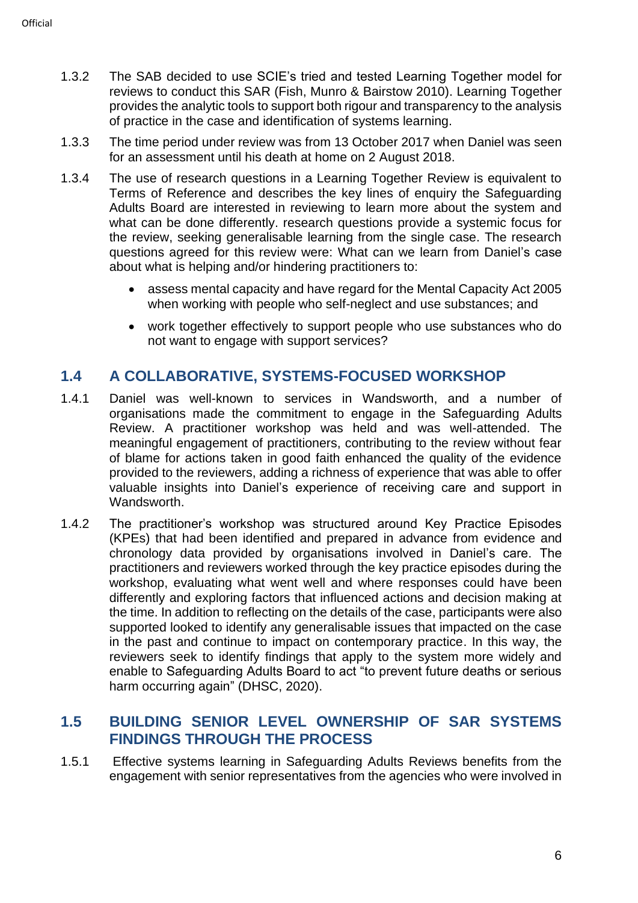1.3.2 The SAB decided to use SCIE's tried and tested Learning Together model for reviews to conduct this SAR (Fish, Munro & Bairstow 2010). Learning Together provides the analytic tools to support both rigour and transparency to the analysis of practice in the case and identification of systems learning.

1.3.3 The time period under review was from 13 October 2017 when Daniel was seen for an assessment until his death at home on 2 August 2018.

1.3.4 The use of research questions in a Learning Together Review is equivalent to Terms of Reference and describes the key lines of enquiry the Safeguarding Adults Board are interested in reviewing to learn more about the system and what can be done differently. research questions provide a systemic focus for the review, seeking generalisable learning from the single case. The research questions agreed for this review were: What can we learn from Daniel's case about what is helping and/or hindering practitioners to:

- assess mental capacity and have regard for the Mental Capacity Act 2005 when working with people who self-neglect and use substances; and
- work together effectively to support people who use substances who do not want to engage with support services?

## 1.4 A COLLABORATIVE, SYSTEMS-FOCUSED WORKSHOP

1.4.1 Daniel was well-known to services in Wandsworth, and a number of organisations made the commitment to engage in the Safeguarding Adults Review. A practitioner workshop was held and was well-attended. The meaningful engagement of practitioners, contributing to the review without fear of blame for actions taken in good faith enhanced the quality of the evidence provided to the reviewers, adding a richness of experience that was able to offer valuable insights into Daniel's experience of receiving care and support in Wandsworth.

1.4.2 The practitioner's workshop was structured around Key Practice Episodes (KPEs) that had been identified and prepared in advance from evidence and chronology data provided by organisations involved in Daniel's care. The practitioners and reviewers worked through the key practice episodes during the workshop, evaluating what went well and where responses could have been differently and exploring factors that influenced actions and decision making at the time. In addition to reflecting on the details of the case, participants were also supported looked to identify any generalisable issues that impacted on the case in the past and continue to impact on contemporary practice. In this way, the reviewers seek to identify findings that apply to the system more widely and enable to Safeguarding Adults Board to act "to prevent future deaths or serious harm occurring again" (DHSC, 2020).

## 1.5 BUILDING SENIOR LEVEL OWNERSHIP OF SAR SYSTEMS FINDINGS THROUGH THE PROCESS

1.5.1 Effective systems learning in Safeguarding Adults Reviews benefits from the engagement with senior representatives from the agencies who were involved in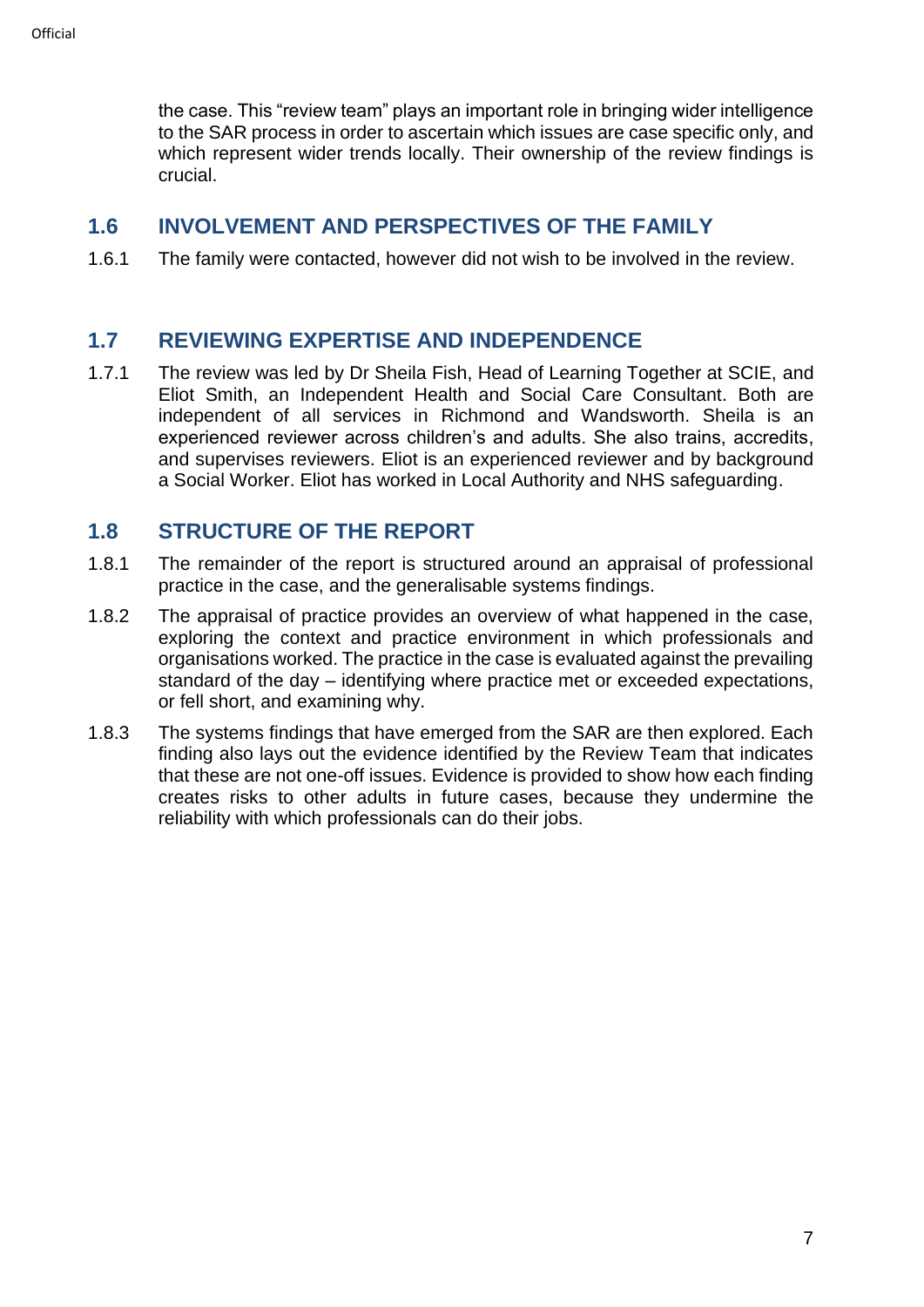the case. This "review team" plays an important role in bringing wider intelligence to the SAR process in order to ascertain which issues are case specific only, and which represent wider trends locally. Their ownership of the review findings is crucial.

## 1.6 INVOLVEMENT AND PERSPECTIVES OF THE FAMILY

1.6.1 The family were contacted, however did not wish to be involved in the review.

## 1.7 REVIEWING EXPERTISE AND INDEPENDENCE

1.7.1 The review was led by Dr Sheila Fish, Head of Learning Together at SCIE, and Eliot Smith, an Independent Health and Social Care Consultant. Both are independent of all services in Richmond and Wandsworth. Sheila is an experienced reviewer across children's and adults. She also trains, accredits, and supervises reviewers. Eliot is an experienced reviewer and by background a Social Worker. Eliot has worked in Local Authority and NHS safeguarding.

## 1.8 STRUCTURE OF THE REPORT

1.8.1 The remainder of the report is structured around an appraisal of professional practice in the case, and the generalisable systems findings.

1.8.2 The appraisal of practice provides an overview of what happened in the case, exploring the context and practice environment in which professionals and organisations worked. The practice in the case is evaluated against the prevailing standard of the day – identifying where practice met or exceeded expectations, or fell short, and examining why.

1.8.3 The systems findings that have emerged from the SAR are then explored. Each finding also lays out the evidence identified by the Review Team that indicates that these are not one-off issues. Evidence is provided to show how each finding creates risks to other adults in future cases, because they undermine the reliability with which professionals can do their jobs.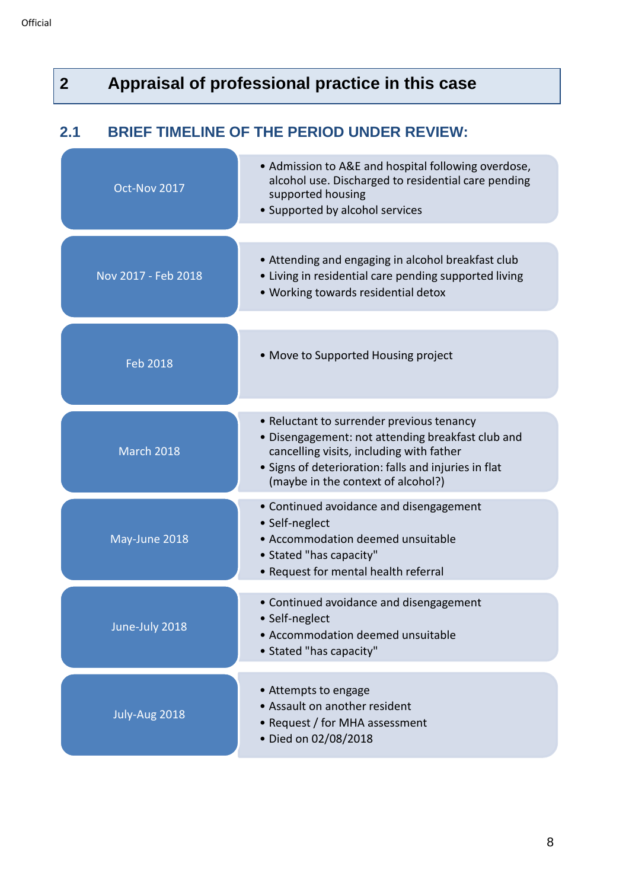## 2 Appraisal of professional practice in this case

### 2.1 BRIEF TIMELINE OF THE PERIOD UNDER REVIEW:

**Oct-Nov 2017**

- Admission to A&E and hospital following overdose, alcohol use. Discharged to residential care pending supported housing
- Supported by alcohol services

**Nov 2017 - Feb 2018**

- Attending and engaging in alcohol breakfast club
- Living in residential care pending supported living
- Working towards residential detox

**Feb 2018**

- Move to Supported Housing project

**March 2018**

- Reluctant to surrender previous tenancy
- Disengagement: not attending breakfast club and cancelling visits, including with father
- Signs of deterioration: falls and injuries in flat (maybe in the context of alcohol?)

**May-June 2018**

- Continued avoidance and disengagement
- Self-neglect
- Accommodation deemed unsuitable
- Stated "has capacity"
- Request for mental health referral

**June-July 2018**

- Continued avoidance and disengagement
- Self-neglect
- Accommodation deemed unsuitable
- Stated "has capacity"

**July-Aug 2018**

- Attempts to engage
- Assault on another resident
- Request / for MHA assessment
- Died on 02/08/2018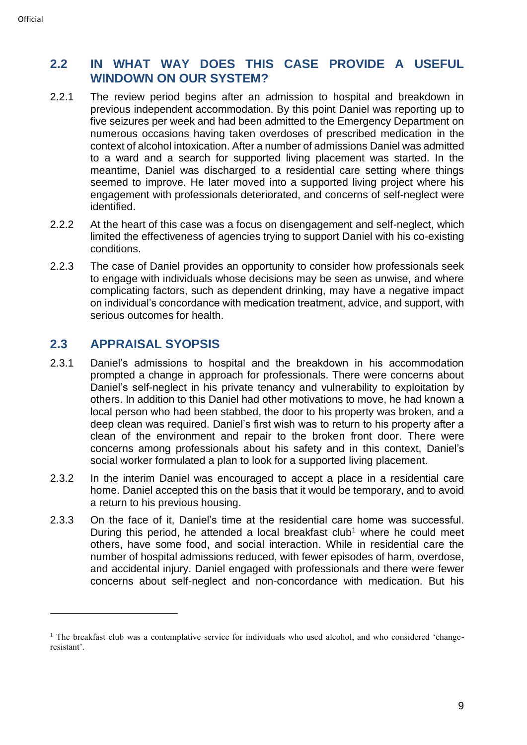## 2.2 IN WHAT WAY DOES THIS CASE PROVIDE A USEFUL WINDOWN ON OUR SYSTEM?

2.2.1 The review period begins after an admission to hospital and breakdown in previous independent accommodation. By this point Daniel was reporting up to five seizures per week and had been admitted to the Emergency Department on numerous occasions having taken overdoses of prescribed medication in the context of alcohol intoxication. After a number of admissions Daniel was admitted to a ward and a search for supported living placement was started. In the meantime, Daniel was discharged to a residential care setting where things seemed to improve. He later moved into a supported living project where his engagement with professionals deteriorated, and concerns of self-neglect were identified.

2.2.2 At the heart of this case was a focus on disengagement and self-neglect, which limited the effectiveness of agencies trying to support Daniel with his co-existing conditions.

2.2.3 The case of Daniel provides an opportunity to consider how professionals seek to engage with individuals whose decisions may be seen as unwise, and where complicating factors, such as dependent drinking, may have a negative impact on individual's concordance with medication treatment, advice, and support, with serious outcomes for health.

## 2.3 APPRAISAL SYOPSIS

2.3.1 Daniel's admissions to hospital and the breakdown in his accommodation prompted a change in approach for professionals. There were concerns about Daniel's self-neglect in his private tenancy and vulnerability to exploitation by others. In addition to this Daniel had other motivations to move, he had known a local person who had been stabbed, the door to his property was broken, and a deep clean was required. Daniel's first wish was to return to his property after a clean of the environment and repair to the broken front door. There were concerns among professionals about his safety and in this context, Daniel's social worker formulated a plan to look for a supported living placement.

2.3.2 In the interim Daniel was encouraged to accept a place in a residential care home. Daniel accepted this on the basis that it would be temporary, and to avoid a return to his previous housing.

2.3.3 On the face of it, Daniel's time at the residential care home was successful. During this period, he attended a local breakfast club[1] where he could meet others, have some food, and social interaction. While in residential care the number of hospital admissions reduced, with fewer episodes of harm, overdose, and accidental injury. Daniel engaged with professionals and there were fewer concerns about self-neglect and non-concordance with medication. But his

---

[1] The breakfast club was a contemplative service for individuals who used alcohol, and who considered 'change-resistant'.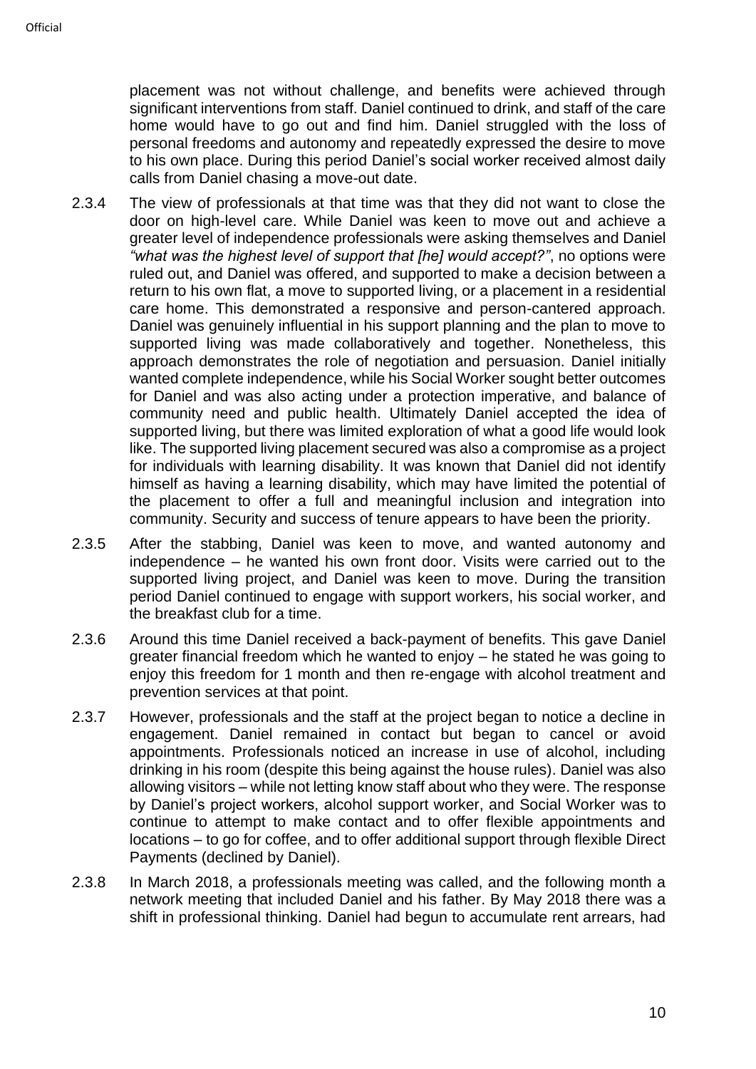placement was not without challenge, and benefits were achieved through significant interventions from staff. Daniel continued to drink, and staff of the care home would have to go out and find him. Daniel struggled with the loss of personal freedoms and autonomy and repeatedly expressed the desire to move to his own place. During this period Daniel's social worker received almost daily calls from Daniel chasing a move-out date.

2.3.4 The view of professionals at that time was that they did not want to close the door on high-level care. While Daniel was keen to move out and achieve a greater level of independence professionals were asking themselves and Daniel *"what was the highest level of support that [he] would accept?"*, no options were ruled out, and Daniel was offered, and supported to make a decision between a return to his own flat, a move to supported living, or a placement in a residential care home. This demonstrated a responsive and person-cantered approach. Daniel was genuinely influential in his support planning and the plan to move to supported living was made collaboratively and together. Nonetheless, this approach demonstrates the role of negotiation and persuasion. Daniel initially wanted complete independence, while his Social Worker sought better outcomes for Daniel and was also acting under a protection imperative, and balance of community need and public health. Ultimately Daniel accepted the idea of supported living, but there was limited exploration of what a good life would look like. The supported living placement secured was also a compromise as a project for individuals with learning disability. It was known that Daniel did not identify himself as having a learning disability, which may have limited the potential of the placement to offer a full and meaningful inclusion and integration into community. Security and success of tenure appears to have been the priority.

2.3.5 After the stabbing, Daniel was keen to move, and wanted autonomy and independence – he wanted his own front door. Visits were carried out to the supported living project, and Daniel was keen to move. During the transition period Daniel continued to engage with support workers, his social worker, and the breakfast club for a time.

2.3.6 Around this time Daniel received a back-payment of benefits. This gave Daniel greater financial freedom which he wanted to enjoy – he stated he was going to enjoy this freedom for 1 month and then re-engage with alcohol treatment and prevention services at that point.

2.3.7 However, professionals and the staff at the project began to notice a decline in engagement. Daniel remained in contact but began to cancel or avoid appointments. Professionals noticed an increase in use of alcohol, including drinking in his room (despite this being against the house rules). Daniel was also allowing visitors – while not letting know staff about who they were. The response by Daniel's project workers, alcohol support worker, and Social Worker was to continue to attempt to make contact and to offer flexible appointments and locations – to go for coffee, and to offer additional support through flexible Direct Payments (declined by Daniel).

2.3.8 In March 2018, a professionals meeting was called, and the following month a network meeting that included Daniel and his father. By May 2018 there was a shift in professional thinking. Daniel had begun to accumulate rent arrears, had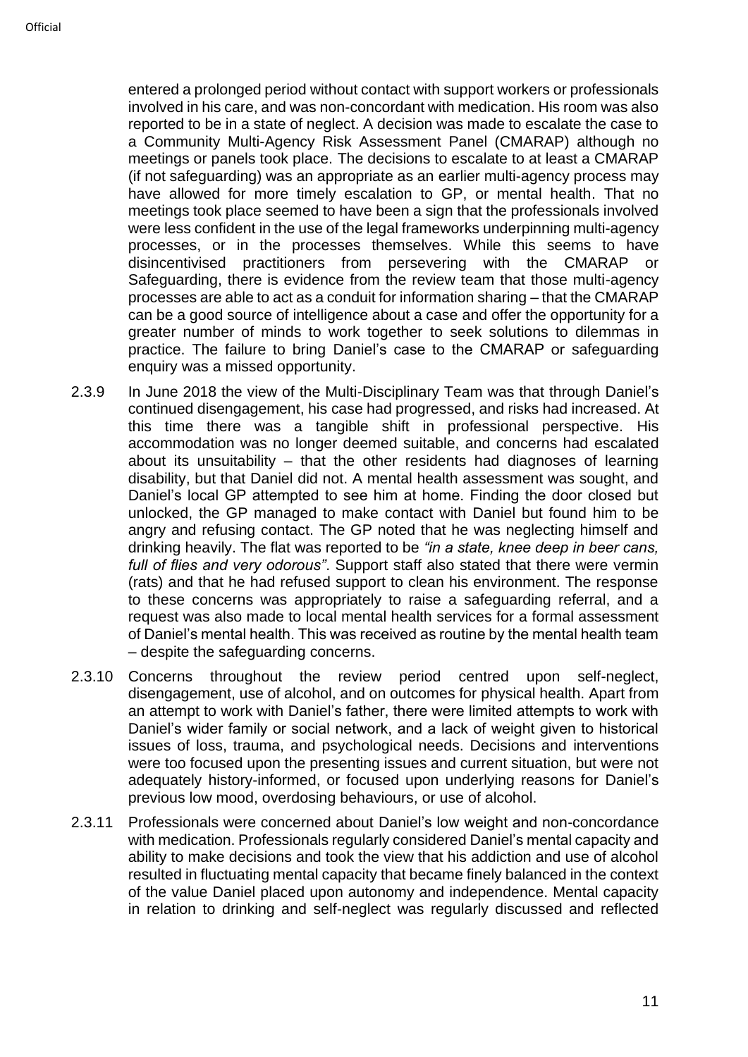entered a prolonged period without contact with support workers or professionals involved in his care, and was non-concordant with medication. His room was also reported to be in a state of neglect. A decision was made to escalate the case to a Community Multi-Agency Risk Assessment Panel (CMARAP) although no meetings or panels took place. The decisions to escalate to at least a CMARAP (if not safeguarding) was an appropriate as an earlier multi-agency process may have allowed for more timely escalation to GP, or mental health. That no meetings took place seemed to have been a sign that the professionals involved were less confident in the use of the legal frameworks underpinning multi-agency processes, or in the processes themselves. While this seems to have disincentivised practitioners from persevering with the CMARAP or Safeguarding, there is evidence from the review team that those multi-agency processes are able to act as a conduit for information sharing – that the CMARAP can be a good source of intelligence about a case and offer the opportunity for a greater number of minds to work together to seek solutions to dilemmas in practice. The failure to bring Daniel's case to the CMARAP or safeguarding enquiry was a missed opportunity.

2.3.9 In June 2018 the view of the Multi-Disciplinary Team was that through Daniel's continued disengagement, his case had progressed, and risks had increased. At this time there was a tangible shift in professional perspective. His accommodation was no longer deemed suitable, and concerns had escalated about its unsuitability – that the other residents had diagnoses of learning disability, but that Daniel did not. A mental health assessment was sought, and Daniel's local GP attempted to see him at home. Finding the door closed but unlocked, the GP managed to make contact with Daniel but found him to be angry and refusing contact. The GP noted that he was neglecting himself and drinking heavily. The flat was reported to be *"in a state, knee deep in beer cans, full of flies and very odorous"*. Support staff also stated that there were vermin (rats) and that he had refused support to clean his environment. The response to these concerns was appropriately to raise a safeguarding referral, and a request was also made to local mental health services for a formal assessment of Daniel's mental health. This was received as routine by the mental health team – despite the safeguarding concerns.

2.3.10 Concerns throughout the review period centred upon self-neglect, disengagement, use of alcohol, and on outcomes for physical health. Apart from an attempt to work with Daniel's father, there were limited attempts to work with Daniel's wider family or social network, and a lack of weight given to historical issues of loss, trauma, and psychological needs. Decisions and interventions were too focused upon the presenting issues and current situation, but were not adequately history-informed, or focused upon underlying reasons for Daniel's previous low mood, overdosing behaviours, or use of alcohol.

2.3.11 Professionals were concerned about Daniel's low weight and non-concordance with medication. Professionals regularly considered Daniel's mental capacity and ability to make decisions and took the view that his addiction and use of alcohol resulted in fluctuating mental capacity that became finely balanced in the context of the value Daniel placed upon autonomy and independence. Mental capacity in relation to drinking and self-neglect was regularly discussed and reflected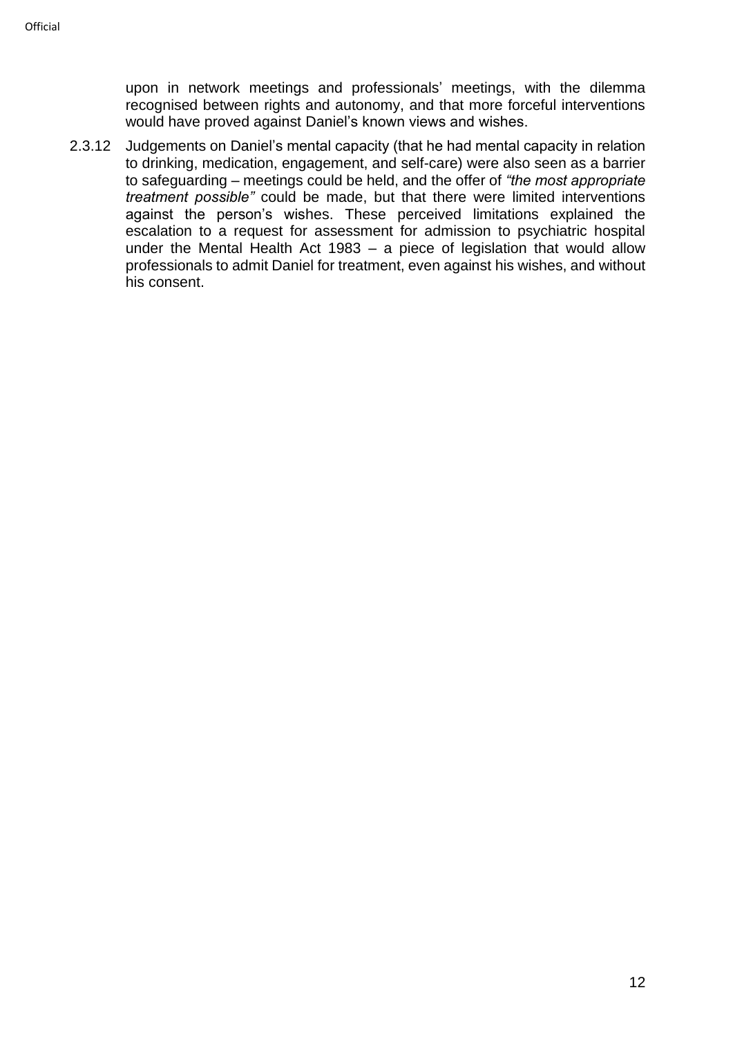upon in network meetings and professionals' meetings, with the dilemma recognised between rights and autonomy, and that more forceful interventions would have proved against Daniel's known views and wishes.

2.3.12 Judgements on Daniel's mental capacity (that he had mental capacity in relation to drinking, medication, engagement, and self-care) were also seen as a barrier to safeguarding – meetings could be held, and the offer of *"the most appropriate treatment possible"* could be made, but that there were limited interventions against the person's wishes. These perceived limitations explained the escalation to a request for assessment for admission to psychiatric hospital under the Mental Health Act 1983 – a piece of legislation that would allow professionals to admit Daniel for treatment, even against his wishes, and without his consent.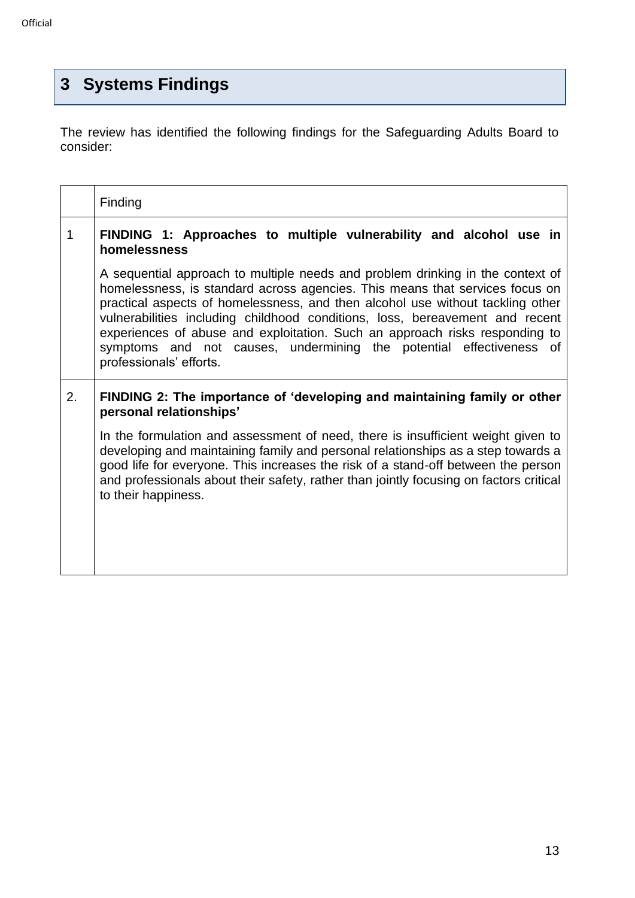## 3 Systems Findings

The review has identified the following findings for the Safeguarding Adults Board to consider:

| | Finding |
|---|---|
| 1 | **FINDING 1: Approaches to multiple vulnerability and alcohol use in homelessness**<br><br>A sequential approach to multiple needs and problem drinking in the context of homelessness, is standard across agencies. This means that services focus on practical aspects of homelessness, and then alcohol use without tackling other vulnerabilities including childhood conditions, loss, bereavement and recent experiences of abuse and exploitation. Such an approach risks responding to symptoms and not causes, undermining the potential effectiveness of professionals' efforts. |
| 2. | **FINDING 2: The importance of 'developing and maintaining family or other personal relationships'**<br><br>In the formulation and assessment of need, there is insufficient weight given to developing and maintaining family and personal relationships as a step towards a good life for everyone. This increases the risk of a stand-off between the person and professionals about their safety, rather than jointly focusing on factors critical to their happiness. |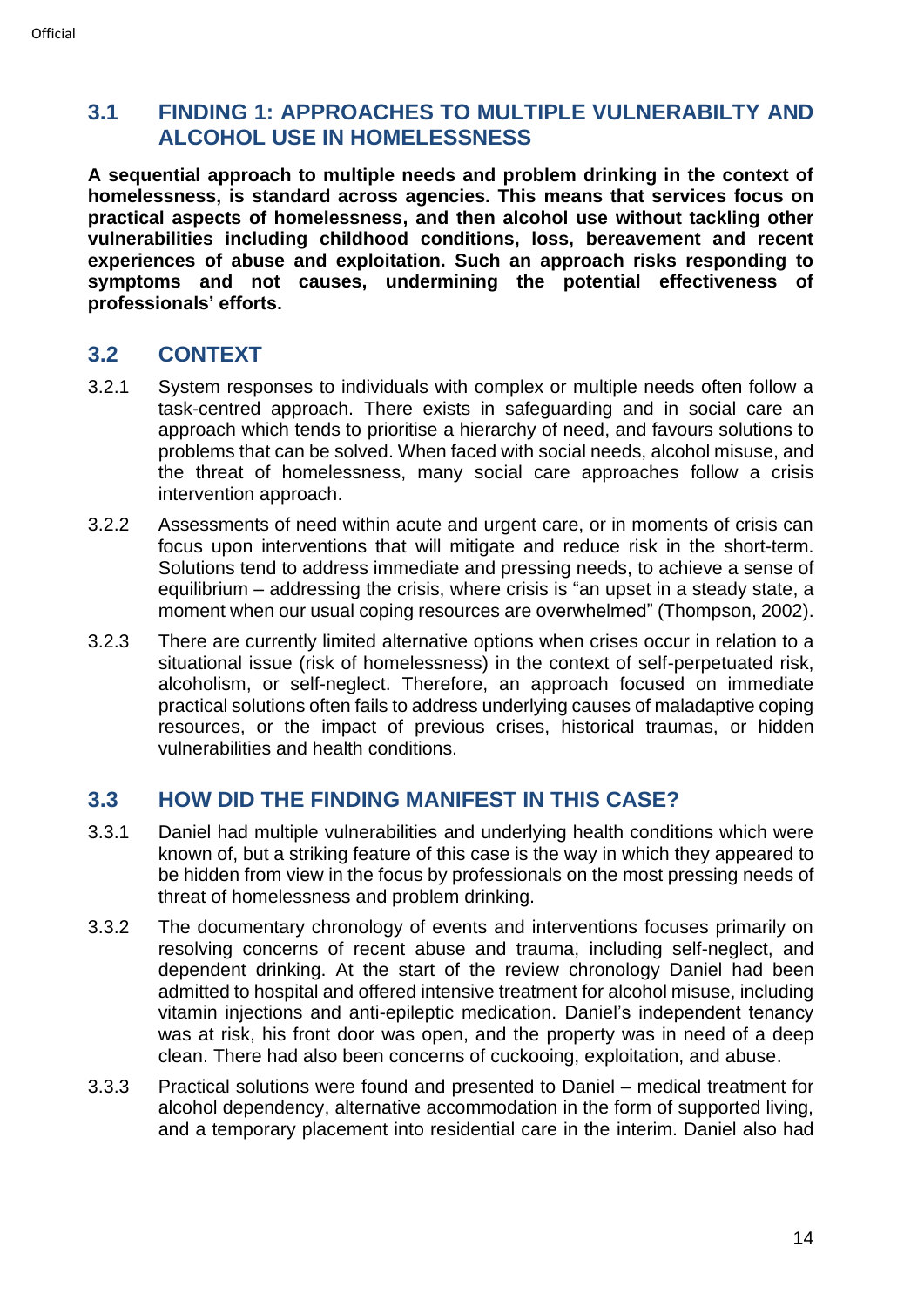## 3.1 FINDING 1: APPROACHES TO MULTIPLE VULNERABILTY AND ALCOHOL USE IN HOMELESSNESS

**A sequential approach to multiple needs and problem drinking in the context of homelessness, is standard across agencies. This means that services focus on practical aspects of homelessness, and then alcohol use without tackling other vulnerabilities including childhood conditions, loss, bereavement and recent experiences of abuse and exploitation. Such an approach risks responding to symptoms and not causes, undermining the potential effectiveness of professionals' efforts.**

## 3.2 CONTEXT

3.2.1 System responses to individuals with complex or multiple needs often follow a task-centred approach. There exists in safeguarding and in social care an approach which tends to prioritise a hierarchy of need, and favours solutions to problems that can be solved. When faced with social needs, alcohol misuse, and the threat of homelessness, many social care approaches follow a crisis intervention approach.

3.2.2 Assessments of need within acute and urgent care, or in moments of crisis can focus upon interventions that will mitigate and reduce risk in the short-term. Solutions tend to address immediate and pressing needs, to achieve a sense of equilibrium – addressing the crisis, where crisis is "an upset in a steady state, a moment when our usual coping resources are overwhelmed" (Thompson, 2002).

3.2.3 There are currently limited alternative options when crises occur in relation to a situational issue (risk of homelessness) in the context of self-perpetuated risk, alcoholism, or self-neglect. Therefore, an approach focused on immediate practical solutions often fails to address underlying causes of maladaptive coping resources, or the impact of previous crises, historical traumas, or hidden vulnerabilities and health conditions.

## 3.3 HOW DID THE FINDING MANIFEST IN THIS CASE?

3.3.1 Daniel had multiple vulnerabilities and underlying health conditions which were known of, but a striking feature of this case is the way in which they appeared to be hidden from view in the focus by professionals on the most pressing needs of threat of homelessness and problem drinking.

3.3.2 The documentary chronology of events and interventions focuses primarily on resolving concerns of recent abuse and trauma, including self-neglect, and dependent drinking. At the start of the review chronology Daniel had been admitted to hospital and offered intensive treatment for alcohol misuse, including vitamin injections and anti-epileptic medication. Daniel's independent tenancy was at risk, his front door was open, and the property was in need of a deep clean. There had also been concerns of cuckooing, exploitation, and abuse.

3.3.3 Practical solutions were found and presented to Daniel – medical treatment for alcohol dependency, alternative accommodation in the form of supported living, and a temporary placement into residential care in the interim. Daniel also had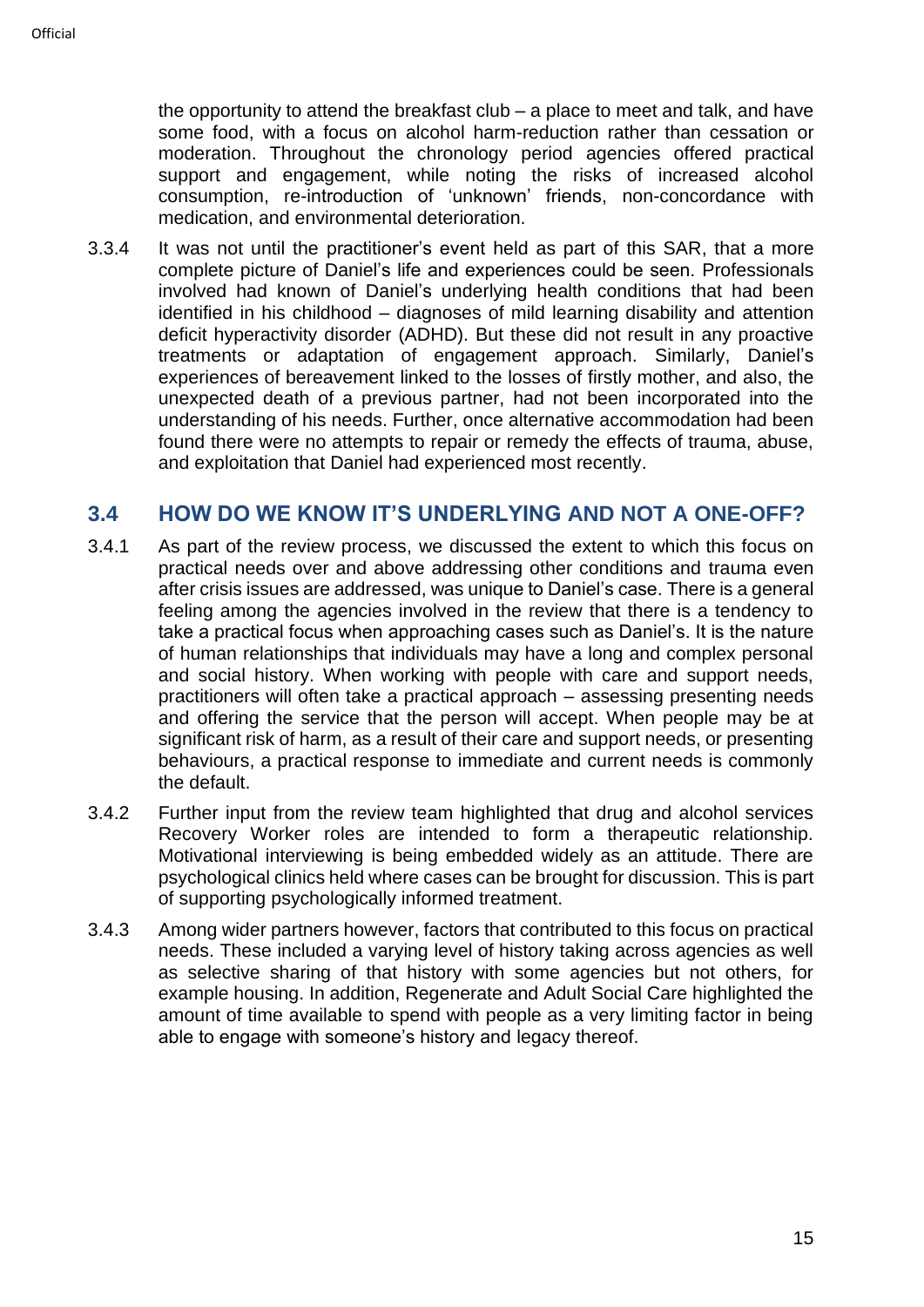the opportunity to attend the breakfast club – a place to meet and talk, and have some food, with a focus on alcohol harm-reduction rather than cessation or moderation. Throughout the chronology period agencies offered practical support and engagement, while noting the risks of increased alcohol consumption, re-introduction of 'unknown' friends, non-concordance with medication, and environmental deterioration.

3.3.4 It was not until the practitioner's event held as part of this SAR, that a more complete picture of Daniel's life and experiences could be seen. Professionals involved had known of Daniel's underlying health conditions that had been identified in his childhood – diagnoses of mild learning disability and attention deficit hyperactivity disorder (ADHD). But these did not result in any proactive treatments or adaptation of engagement approach. Similarly, Daniel's experiences of bereavement linked to the losses of firstly mother, and also, the unexpected death of a previous partner, had not been incorporated into the understanding of his needs. Further, once alternative accommodation had been found there were no attempts to repair or remedy the effects of trauma, abuse, and exploitation that Daniel had experienced most recently.

## 3.4 HOW DO WE KNOW IT'S UNDERLYING AND NOT A ONE-OFF?

3.4.1 As part of the review process, we discussed the extent to which this focus on practical needs over and above addressing other conditions and trauma even after crisis issues are addressed, was unique to Daniel's case. There is a general feeling among the agencies involved in the review that there is a tendency to take a practical focus when approaching cases such as Daniel's. It is the nature of human relationships that individuals may have a long and complex personal and social history. When working with people with care and support needs, practitioners will often take a practical approach – assessing presenting needs and offering the service that the person will accept. When people may be at significant risk of harm, as a result of their care and support needs, or presenting behaviours, a practical response to immediate and current needs is commonly the default.

3.4.2 Further input from the review team highlighted that drug and alcohol services Recovery Worker roles are intended to form a therapeutic relationship. Motivational interviewing is being embedded widely as an attitude. There are psychological clinics held where cases can be brought for discussion. This is part of supporting psychologically informed treatment.

3.4.3 Among wider partners however, factors that contributed to this focus on practical needs. These included a varying level of history taking across agencies as well as selective sharing of that history with some agencies but not others, for example housing. In addition, Regenerate and Adult Social Care highlighted the amount of time available to spend with people as a very limiting factor in being able to engage with someone's history and legacy thereof.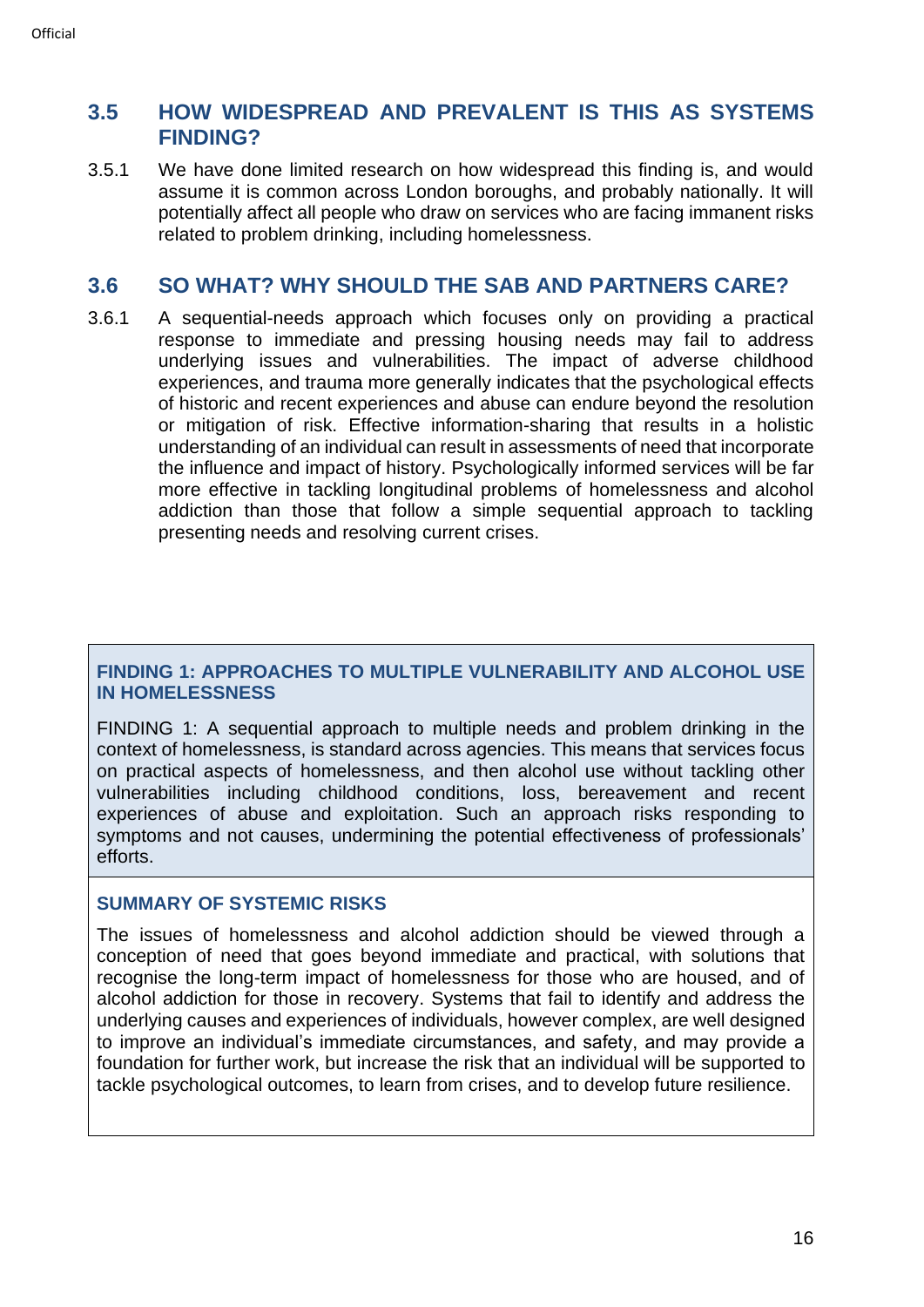## 3.5 HOW WIDESPREAD AND PREVALENT IS THIS AS SYSTEMS FINDING?

3.5.1 We have done limited research on how widespread this finding is, and would assume it is common across London boroughs, and probably nationally. It will potentially affect all people who draw on services who are facing immanent risks related to problem drinking, including homelessness.

## 3.6 SO WHAT? WHY SHOULD THE SAB AND PARTNERS CARE?

3.6.1 A sequential-needs approach which focuses only on providing a practical response to immediate and pressing housing needs may fail to address underlying issues and vulnerabilities. The impact of adverse childhood experiences, and trauma more generally indicates that the psychological effects of historic and recent experiences and abuse can endure beyond the resolution or mitigation of risk. Effective information-sharing that results in a holistic understanding of an individual can result in assessments of need that incorporate the influence and impact of history. Psychologically informed services will be far more effective in tackling longitudinal problems of homelessness and alcohol addiction than those that follow a simple sequential approach to tackling presenting needs and resolving current crises.

### FINDING 1: APPROACHES TO MULTIPLE VULNERABILITY AND ALCOHOL USE IN HOMELESSNESS

FINDING 1: A sequential approach to multiple needs and problem drinking in the context of homelessness, is standard across agencies. This means that services focus on practical aspects of homelessness, and then alcohol use without tackling other vulnerabilities including childhood conditions, loss, bereavement and recent experiences of abuse and exploitation. Such an approach risks responding to symptoms and not causes, undermining the potential effectiveness of professionals' efforts.

### SUMMARY OF SYSTEMIC RISKS

The issues of homelessness and alcohol addiction should be viewed through a conception of need that goes beyond immediate and practical, with solutions that recognise the long-term impact of homelessness for those who are housed, and of alcohol addiction for those in recovery. Systems that fail to identify and address the underlying causes and experiences of individuals, however complex, are well designed to improve an individual's immediate circumstances, and safety, and may provide a foundation for further work, but increase the risk that an individual will be supported to tackle psychological outcomes, to learn from crises, and to develop future resilience.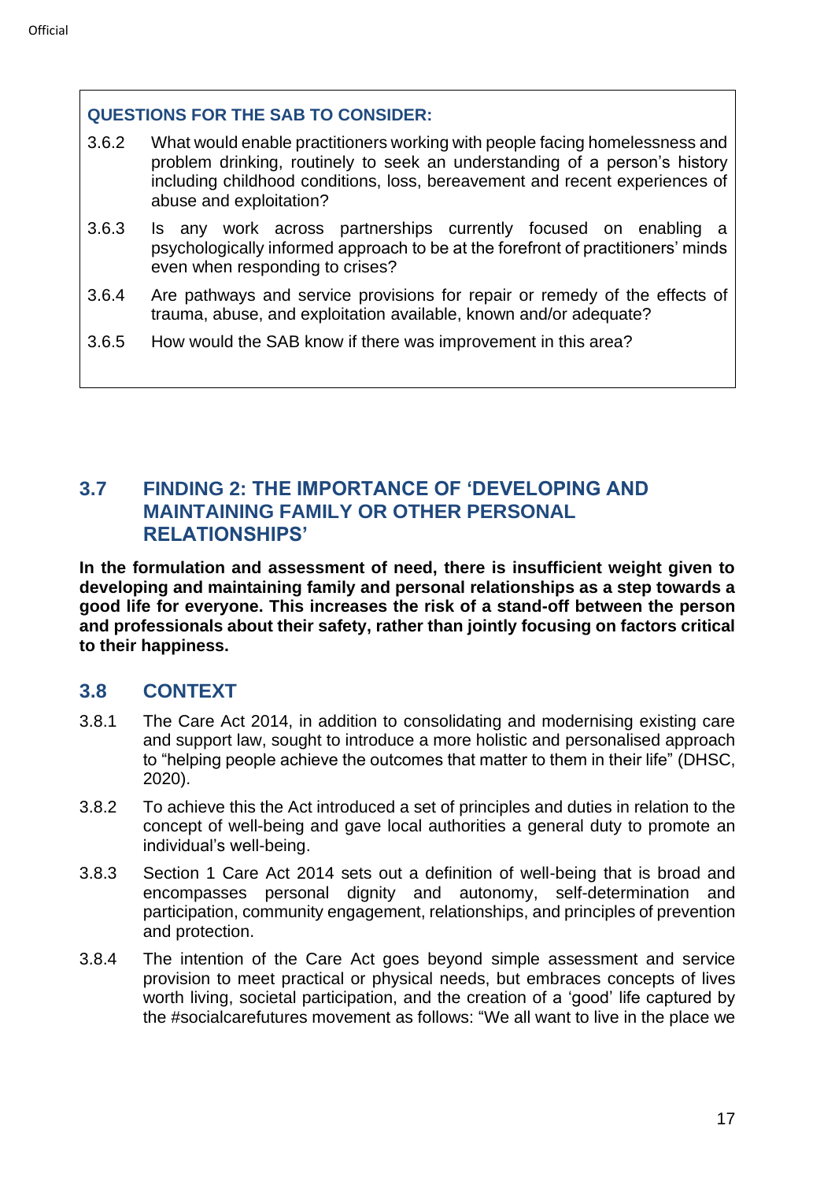**QUESTIONS FOR THE SAB TO CONSIDER:**

3.6.2 What would enable practitioners working with people facing homelessness and problem drinking, routinely to seek an understanding of a person's history including childhood conditions, loss, bereavement and recent experiences of abuse and exploitation?

3.6.3 Is any work across partnerships currently focused on enabling a psychologically informed approach to be at the forefront of practitioners' minds even when responding to crises?

3.6.4 Are pathways and service provisions for repair or remedy of the effects of trauma, abuse, and exploitation available, known and/or adequate?

3.6.5 How would the SAB know if there was improvement in this area?

## 3.7 FINDING 2: THE IMPORTANCE OF 'DEVELOPING AND MAINTAINING FAMILY OR OTHER PERSONAL RELATIONSHIPS'

**In the formulation and assessment of need, there is insufficient weight given to developing and maintaining family and personal relationships as a step towards a good life for everyone. This increases the risk of a stand-off between the person and professionals about their safety, rather than jointly focusing on factors critical to their happiness.**

## 3.8 CONTEXT

3.8.1 The Care Act 2014, in addition to consolidating and modernising existing care and support law, sought to introduce a more holistic and personalised approach to "helping people achieve the outcomes that matter to them in their life" (DHSC, 2020).

3.8.2 To achieve this the Act introduced a set of principles and duties in relation to the concept of well-being and gave local authorities a general duty to promote an individual's well-being.

3.8.3 Section 1 Care Act 2014 sets out a definition of well-being that is broad and encompasses personal dignity and autonomy, self-determination and participation, community engagement, relationships, and principles of prevention and protection.

3.8.4 The intention of the Care Act goes beyond simple assessment and service provision to meet practical or physical needs, but embraces concepts of lives worth living, societal participation, and the creation of a 'good' life captured by the #socialcarefutures movement as follows: "We all want to live in the place we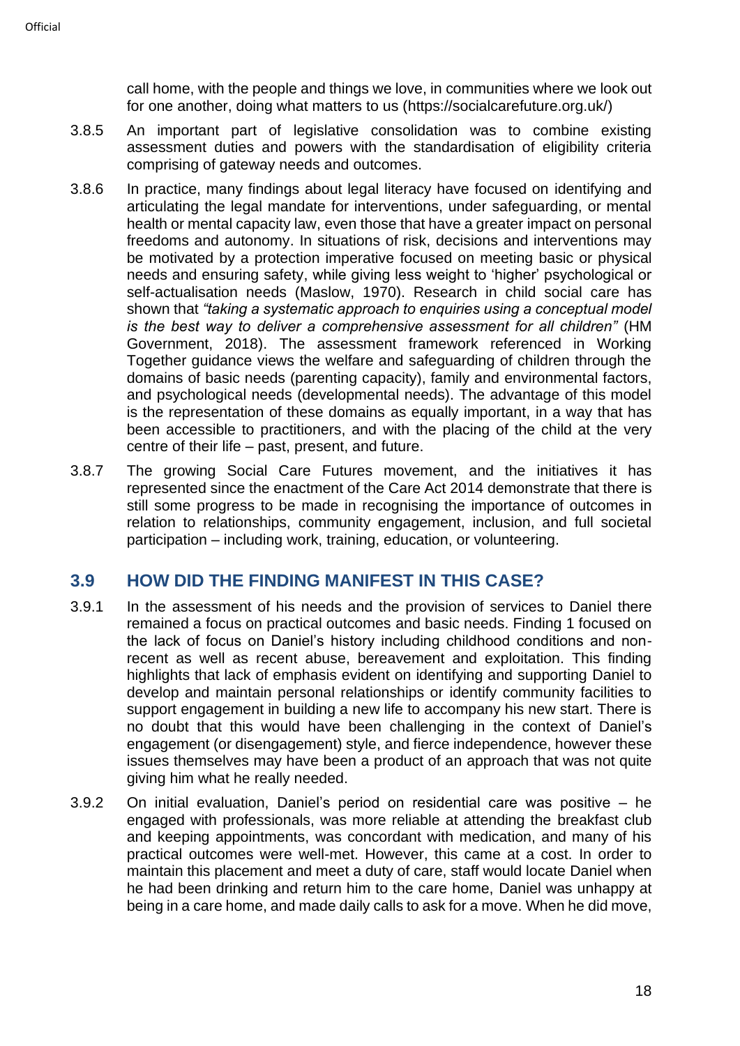call home, with the people and things we love, in communities where we look out for one another, doing what matters to us (https://socialcarefuture.org.uk/)

3.8.5 An important part of legislative consolidation was to combine existing assessment duties and powers with the standardisation of eligibility criteria comprising of gateway needs and outcomes.

3.8.6 In practice, many findings about legal literacy have focused on identifying and articulating the legal mandate for interventions, under safeguarding, or mental health or mental capacity law, even those that have a greater impact on personal freedoms and autonomy. In situations of risk, decisions and interventions may be motivated by a protection imperative focused on meeting basic or physical needs and ensuring safety, while giving less weight to 'higher' psychological or self-actualisation needs (Maslow, 1970). Research in child social care has shown that *"taking a systematic approach to enquiries using a conceptual model is the best way to deliver a comprehensive assessment for all children"* (HM Government, 2018). The assessment framework referenced in Working Together guidance views the welfare and safeguarding of children through the domains of basic needs (parenting capacity), family and environmental factors, and psychological needs (developmental needs). The advantage of this model is the representation of these domains as equally important, in a way that has been accessible to practitioners, and with the placing of the child at the very centre of their life – past, present, and future.

3.8.7 The growing Social Care Futures movement, and the initiatives it has represented since the enactment of the Care Act 2014 demonstrate that there is still some progress to be made in recognising the importance of outcomes in relation to relationships, community engagement, inclusion, and full societal participation – including work, training, education, or volunteering.

## 3.9 HOW DID THE FINDING MANIFEST IN THIS CASE?

3.9.1 In the assessment of his needs and the provision of services to Daniel there remained a focus on practical outcomes and basic needs. Finding 1 focused on the lack of focus on Daniel's history including childhood conditions and non-recent as well as recent abuse, bereavement and exploitation. This finding highlights that lack of emphasis evident on identifying and supporting Daniel to develop and maintain personal relationships or identify community facilities to support engagement in building a new life to accompany his new start. There is no doubt that this would have been challenging in the context of Daniel's engagement (or disengagement) style, and fierce independence, however these issues themselves may have been a product of an approach that was not quite giving him what he really needed.

3.9.2 On initial evaluation, Daniel's period on residential care was positive – he engaged with professionals, was more reliable at attending the breakfast club and keeping appointments, was concordant with medication, and many of his practical outcomes were well-met. However, this came at a cost. In order to maintain this placement and meet a duty of care, staff would locate Daniel when he had been drinking and return him to the care home, Daniel was unhappy at being in a care home, and made daily calls to ask for a move. When he did move,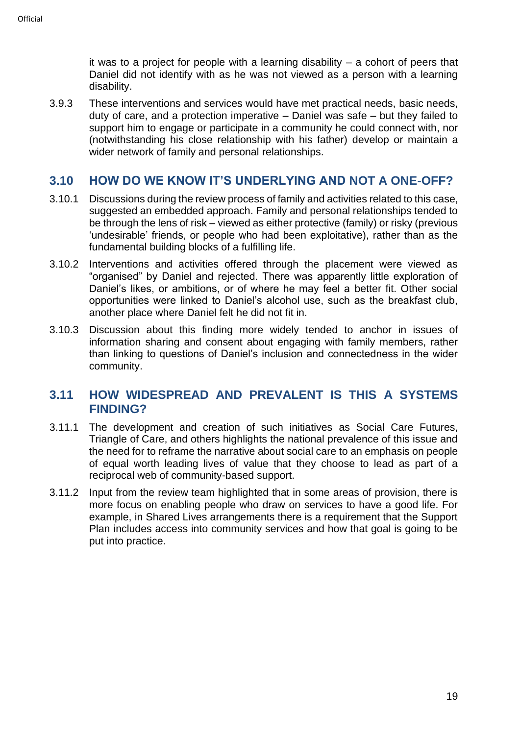it was to a project for people with a learning disability – a cohort of peers that Daniel did not identify with as he was not viewed as a person with a learning disability.

3.9.3 These interventions and services would have met practical needs, basic needs, duty of care, and a protection imperative – Daniel was safe – but they failed to support him to engage or participate in a community he could connect with, nor (notwithstanding his close relationship with his father) develop or maintain a wider network of family and personal relationships.

## 3.10 HOW DO WE KNOW IT'S UNDERLYING AND NOT A ONE-OFF?

3.10.1 Discussions during the review process of family and activities related to this case, suggested an embedded approach. Family and personal relationships tended to be through the lens of risk – viewed as either protective (family) or risky (previous 'undesirable' friends, or people who had been exploitative), rather than as the fundamental building blocks of a fulfilling life.

3.10.2 Interventions and activities offered through the placement were viewed as "organised" by Daniel and rejected. There was apparently little exploration of Daniel's likes, or ambitions, or of where he may feel a better fit. Other social opportunities were linked to Daniel's alcohol use, such as the breakfast club, another place where Daniel felt he did not fit in.

3.10.3 Discussion about this finding more widely tended to anchor in issues of information sharing and consent about engaging with family members, rather than linking to questions of Daniel's inclusion and connectedness in the wider community.

## 3.11 HOW WIDESPREAD AND PREVALENT IS THIS A SYSTEMS FINDING?

3.11.1 The development and creation of such initiatives as Social Care Futures, Triangle of Care, and others highlights the national prevalence of this issue and the need for to reframe the narrative about social care to an emphasis on people of equal worth leading lives of value that they choose to lead as part of a reciprocal web of community-based support.

3.11.2 Input from the review team highlighted that in some areas of provision, there is more focus on enabling people who draw on services to have a good life. For example, in Shared Lives arrangements there is a requirement that the Support Plan includes access into community services and how that goal is going to be put into practice.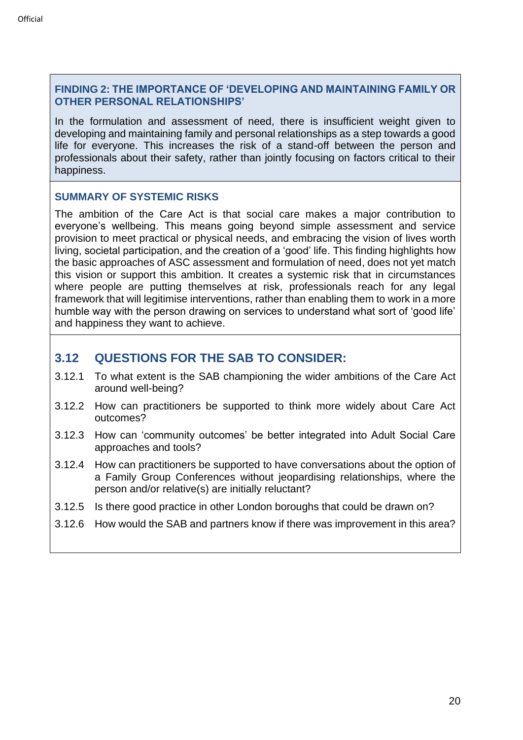**FINDING 2: THE IMPORTANCE OF 'DEVELOPING AND MAINTAINING FAMILY OR OTHER PERSONAL RELATIONSHIPS'**

In the formulation and assessment of need, there is insufficient weight given to developing and maintaining family and personal relationships as a step towards a good life for everyone. This increases the risk of a stand-off between the person and professionals about their safety, rather than jointly focusing on factors critical to their happiness.

**SUMMARY OF SYSTEMIC RISKS**

The ambition of the Care Act is that social care makes a major contribution to everyone's wellbeing. This means going beyond simple assessment and service provision to meet practical or physical needs, and embracing the vision of lives worth living, societal participation, and the creation of a 'good' life. This finding highlights how the basic approaches of ASC assessment and formulation of need, does not yet match this vision or support this ambition. It creates a systemic risk that in circumstances where people are putting themselves at risk, professionals reach for any legal framework that will legitimise interventions, rather than enabling them to work in a more humble way with the person drawing on services to understand what sort of 'good life' and happiness they want to achieve.

## 3.12 QUESTIONS FOR THE SAB TO CONSIDER:

3.12.1 To what extent is the SAB championing the wider ambitions of the Care Act around well-being?

3.12.2 How can practitioners be supported to think more widely about Care Act outcomes?

3.12.3 How can 'community outcomes' be better integrated into Adult Social Care approaches and tools?

3.12.4 How can practitioners be supported to have conversations about the option of a Family Group Conferences without jeopardising relationships, where the person and/or relative(s) are initially reluctant?

3.12.5 Is there good practice in other London boroughs that could be drawn on?

3.12.6 How would the SAB and partners know if there was improvement in this area?